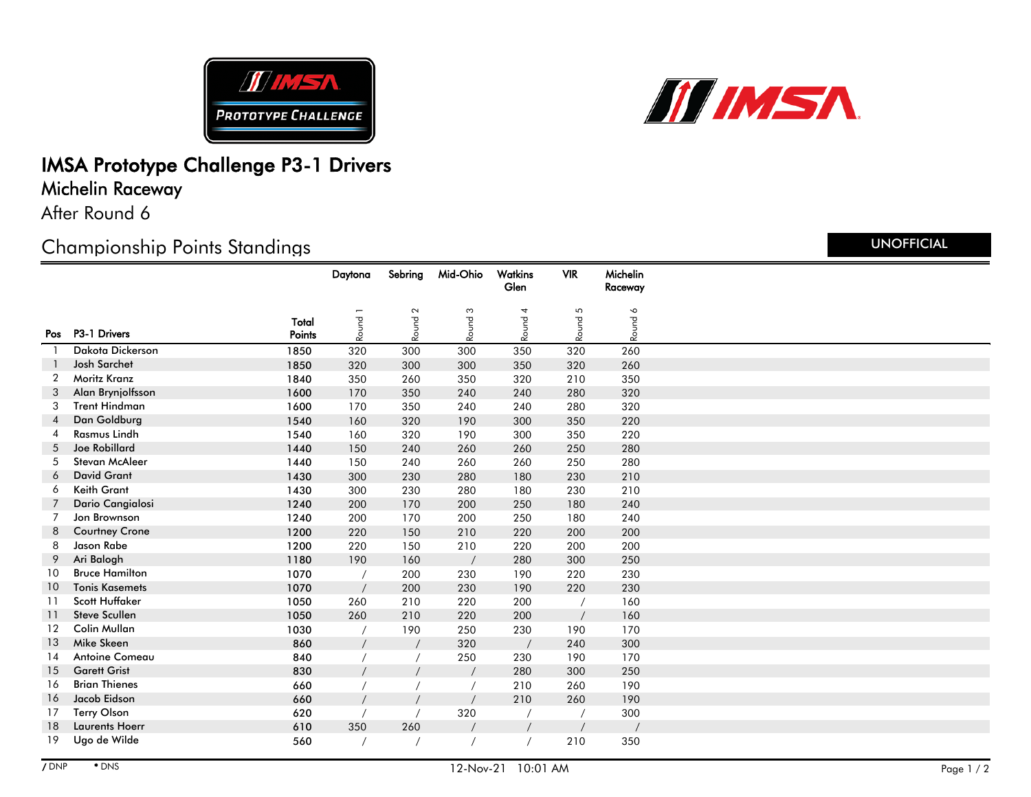# IMSA Prototype Challenge P3-1 Drivers

## Michelin Raceway

After Round 6

## Championship Points Standings

UNOFFICIAL

| Pos | P3-1 Drivers | Total Points | Daytona Round 1 | Sebring Round 2 | Mid-Ohio Round 3 | Watkins Glen Round 4 | VIR Round 5 | Michelin Raceway Round 6 |
|---|---|---|---|---|---|---|---|---|
| 1 | Dakota Dickerson | 1850 | 320 | 300 | 300 | 350 | 320 | 260 |
| 1 | Josh Sarchet | 1850 | 320 | 300 | 300 | 350 | 320 | 260 |
| 2 | Moritz Kranz | 1840 | 350 | 260 | 350 | 320 | 210 | 350 |
| 3 | Alan Brynjolfsson | 1600 | 170 | 350 | 240 | 240 | 280 | 320 |
| 3 | Trent Hindman | 1600 | 170 | 350 | 240 | 240 | 280 | 320 |
| 4 | Dan Goldburg | 1540 | 160 | 320 | 190 | 300 | 350 | 220 |
| 4 | Rasmus Lindh | 1540 | 160 | 320 | 190 | 300 | 350 | 220 |
| 5 | Joe Robillard | 1440 | 150 | 240 | 260 | 260 | 250 | 280 |
| 5 | Stevan McAleer | 1440 | 150 | 240 | 260 | 260 | 250 | 280 |
| 6 | David Grant | 1430 | 300 | 230 | 280 | 180 | 230 | 210 |
| 6 | Keith Grant | 1430 | 300 | 230 | 280 | 180 | 230 | 210 |
| 7 | Dario Cangialosi | 1240 | 200 | 170 | 200 | 250 | 180 | 240 |
| 7 | Jon Brownson | 1240 | 200 | 170 | 200 | 250 | 180 | 240 |
| 8 | Courtney Crone | 1200 | 220 | 150 | 210 | 220 | 200 | 200 |
| 8 | Jason Rabe | 1200 | 220 | 150 | 210 | 220 | 200 | 200 |
| 9 | Ari Balogh | 1180 | 190 | 160 | / | 280 | 300 | 250 |
| 10 | Bruce Hamilton | 1070 | / | 200 | 230 | 190 | 220 | 230 |
| 10 | Tonis Kasemets | 1070 | / | 200 | 230 | 190 | 220 | 230 |
| 11 | Scott Huffaker | 1050 | 260 | 210 | 220 | 200 | / | 160 |
| 11 | Steve Scullen | 1050 | 260 | 210 | 220 | 200 | / | 160 |
| 12 | Colin Mullan | 1030 | / | 190 | 250 | 230 | 190 | 170 |
| 13 | Mike Skeen | 860 | / | / | 320 | / | 240 | 300 |
| 14 | Antoine Comeau | 840 | / | / | 250 | 230 | 190 | 170 |
| 15 | Garett Grist | 830 | / | / | / | 280 | 300 | 250 |
| 16 | Brian Thienes | 660 | / | / | / | 210 | 260 | 190 |
| 16 | Jacob Eidson | 660 | / | / | / | 210 | 260 | 190 |
| 17 | Terry Olson | 620 | / | / | 320 | / | / | 300 |
| 18 | Laurents Hoerr | 610 | 350 | 260 | / | / | / | / |
| 19 | Ugo de Wilde | 560 | / | / | / | / | 210 | 350 |

/ DNP • DNS

12-Nov-21 10:01 AM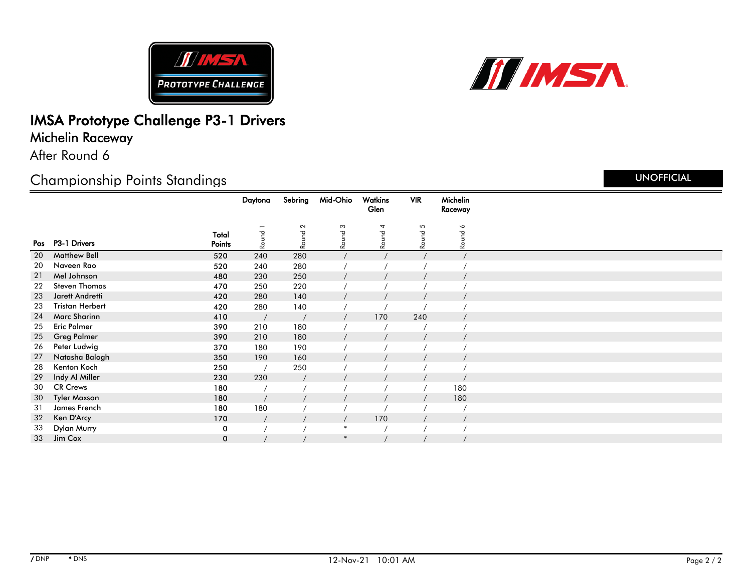# IMSA Prototype Challenge P3-1 Drivers

## Michelin Raceway

After Round 6

## Championship Points Standings

UNOFFICIAL

| Pos | P3-1 Drivers | Total Points | Daytona Round 1 | Sebring Round 2 | Mid-Ohio Round 3 | Watkins Glen Round 4 | VIR Round 5 | Michelin Raceway Round 6 |
|---|---|---|---|---|---|---|---|---|
| 20 | Matthew Bell | 520 | 240 | 280 | / | / | / | / |
| 20 | Naveen Rao | 520 | 240 | 280 | / | / | / | / |
| 21 | Mel Johnson | 480 | 230 | 250 | / | / | / | / |
| 22 | Steven Thomas | 470 | 250 | 220 | / | / | / | / |
| 23 | Jarett Andretti | 420 | 280 | 140 | / | / | / | / |
| 23 | Tristan Herbert | 420 | 280 | 140 | / | / | / | / |
| 24 | Marc Sharinn | 410 | / | / | / | 170 | 240 | / |
| 25 | Eric Palmer | 390 | 210 | 180 | / | / | / | / |
| 25 | Greg Palmer | 390 | 210 | 180 | / | / | / | / |
| 26 | Peter Ludwig | 370 | 180 | 190 | / | / | / | / |
| 27 | Natasha Balogh | 350 | 190 | 160 | / | / | / | / |
| 28 | Kenton Koch | 250 | / | 250 | / | / | / | / |
| 29 | Indy Al Miller | 230 | 230 | / | / | / | / | / |
| 30 | CR Crews | 180 | / | / | / | / | / | 180 |
| 30 | Tyler Maxson | 180 | / | / | / | / | / | 180 |
| 31 | James French | 180 | 180 | / | / | / | / | / |
| 32 | Ken D'Arcy | 170 | / | / | / | 170 | / | / |
| 33 | Dylan Murry | 0 | / | / | * | / | / | / |
| 33 | Jim Cox | 0 | / | / | * | / | / | / |

/ DNP   * DNS

12-Nov-21 10:01 AM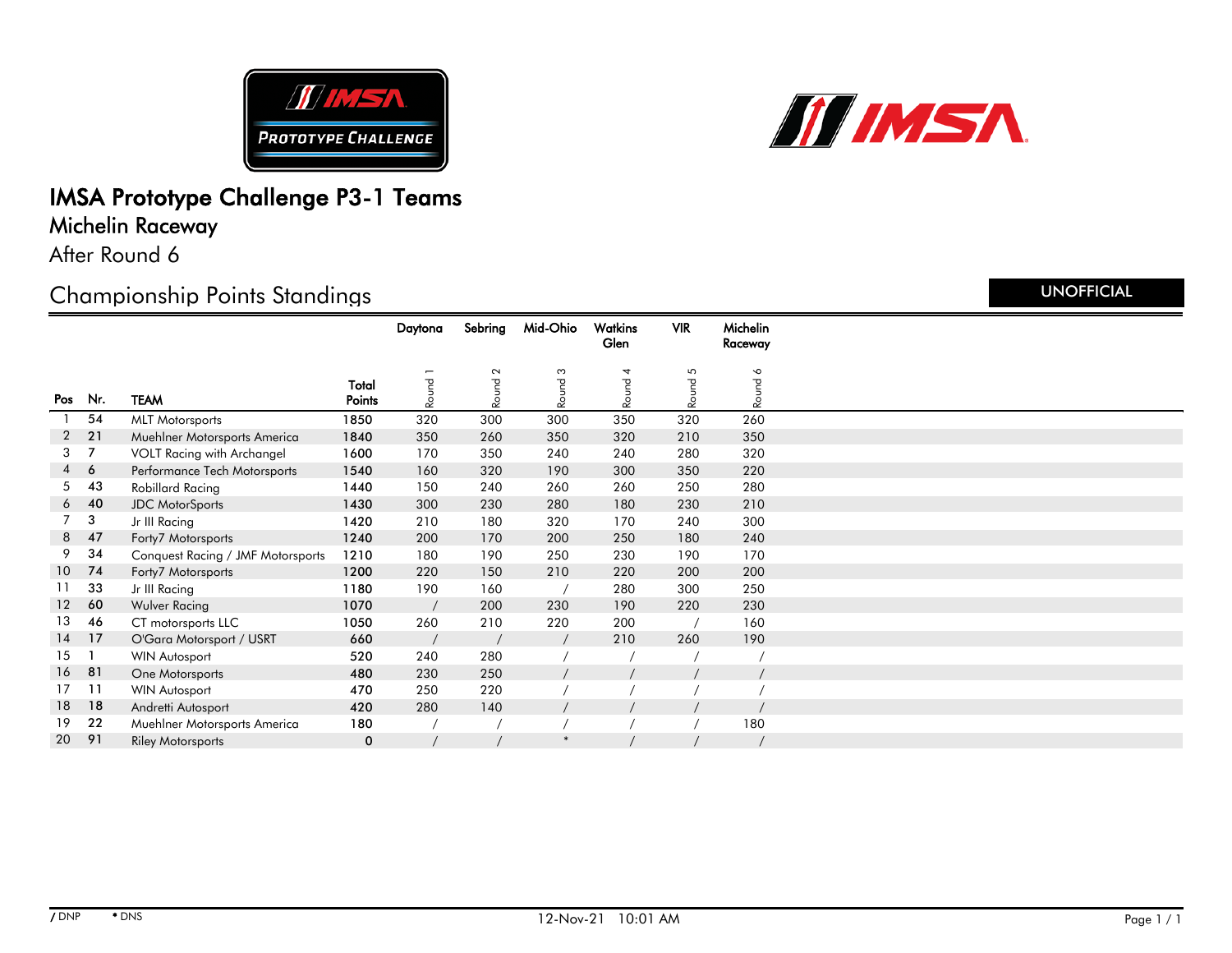# IMSA Prototype Challenge P3-1 Teams

## Michelin Raceway

After Round 6

## Championship Points Standings

UNOFFICIAL

| Pos | Nr. | TEAM | Total Points | Daytona Round 1 | Sebring Round 2 | Mid-Ohio Round 3 | Watkins Glen Round 4 | VIR Round 5 | Michelin Raceway Round 6 |
|---|---|---|---|---|---|---|---|---|---|
| 1 | 54 | MLT Motorsports | 1850 | 320 | 300 | 300 | 350 | 320 | 260 |
| 2 | 21 | Muehlner Motorsports America | 1840 | 350 | 260 | 350 | 320 | 210 | 350 |
| 3 | 7 | VOLT Racing with Archangel | 1600 | 170 | 350 | 240 | 240 | 280 | 320 |
| 4 | 6 | Performance Tech Motorsports | 1540 | 160 | 320 | 190 | 300 | 350 | 220 |
| 5 | 43 | Robillard Racing | 1440 | 150 | 240 | 260 | 260 | 250 | 280 |
| 6 | 40 | JDC MotorSports | 1430 | 300 | 230 | 280 | 180 | 230 | 210 |
| 7 | 3 | Jr III Racing | 1420 | 210 | 180 | 320 | 170 | 240 | 300 |
| 8 | 47 | Forty7 Motorsports | 1240 | 200 | 170 | 200 | 250 | 180 | 240 |
| 9 | 34 | Conquest Racing / JMF Motorsports | 1210 | 180 | 190 | 250 | 230 | 190 | 170 |
| 10 | 74 | Forty7 Motorsports | 1200 | 220 | 150 | 210 | 220 | 200 | 200 |
| 11 | 33 | Jr III Racing | 1180 | 190 | 160 | / | 280 | 300 | 250 |
| 12 | 60 | Wulver Racing | 1070 | / | 200 | 230 | 190 | 220 | 230 |
| 13 | 46 | CT motorsports LLC | 1050 | 260 | 210 | 220 | 200 | / | 160 |
| 14 | 17 | O'Gara Motorsport / USRT | 660 | / | / | / | 210 | 260 | 190 |
| 15 | 1 | WIN Autosport | 520 | 240 | 280 | / | / | / | / |
| 16 | 81 | One Motorsports | 480 | 230 | 250 | / | / | / | / |
| 17 | 11 | WIN Autosport | 470 | 250 | 220 | / | / | / | / |
| 18 | 18 | Andretti Autosport | 420 | 280 | 140 | / | / | / | / |
| 19 | 22 | Muehlner Motorsports America | 180 | / | / | / | / | / | 180 |
| 20 | 91 | Riley Motorsports | 0 | / | / | * | / | / | / |

/ DNP  * DNS

12-Nov-21 10:01 AM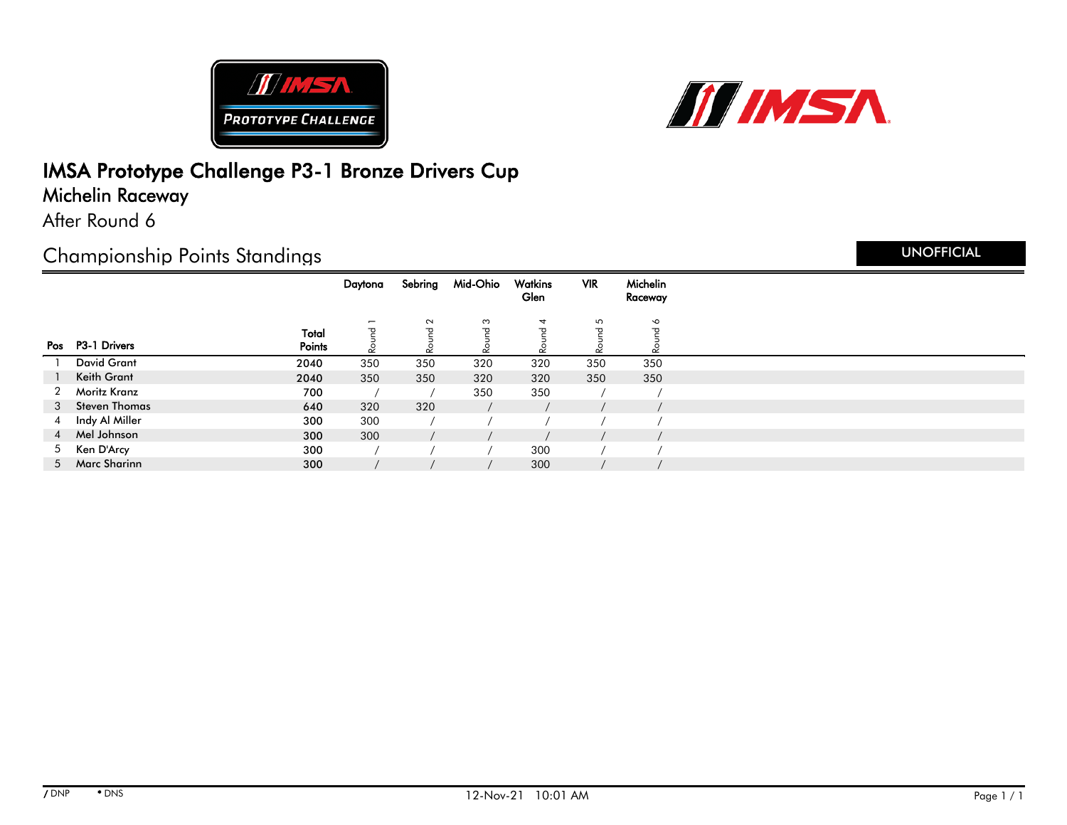# IMSA Prototype Challenge P3-1 Bronze Drivers Cup

## Michelin Raceway

After Round 6

## Championship Points Standings

UNOFFICIAL

| Pos | P3-1 Drivers | Total Points | Daytona Round 1 | Sebring Round 2 | Mid-Ohio Round 3 | Watkins Glen Round 4 | VIR Round 5 | Michelin Raceway Round 6 |
|---|---|---|---|---|---|---|---|---|
| 1 | David Grant | 2040 | 350 | 350 | 320 | 320 | 350 | 350 |
| 1 | Keith Grant | 2040 | 350 | 350 | 320 | 320 | 350 | 350 |
| 2 | Moritz Kranz | 700 | / | / | 350 | 350 | / | / |
| 3 | Steven Thomas | 640 | 320 | 320 | / | / | / | / |
| 4 | Indy Al Miller | 300 | 300 | / | / | / | / | / |
| 4 | Mel Johnson | 300 | 300 | / | / | / | / | / |
| 5 | Ken D'Arcy | 300 | / | / | / | 300 | / | / |
| 5 | Marc Sharinn | 300 | / | / | / | 300 | / | / |

/ DNP   * DNS

12-Nov-21 10:01 AM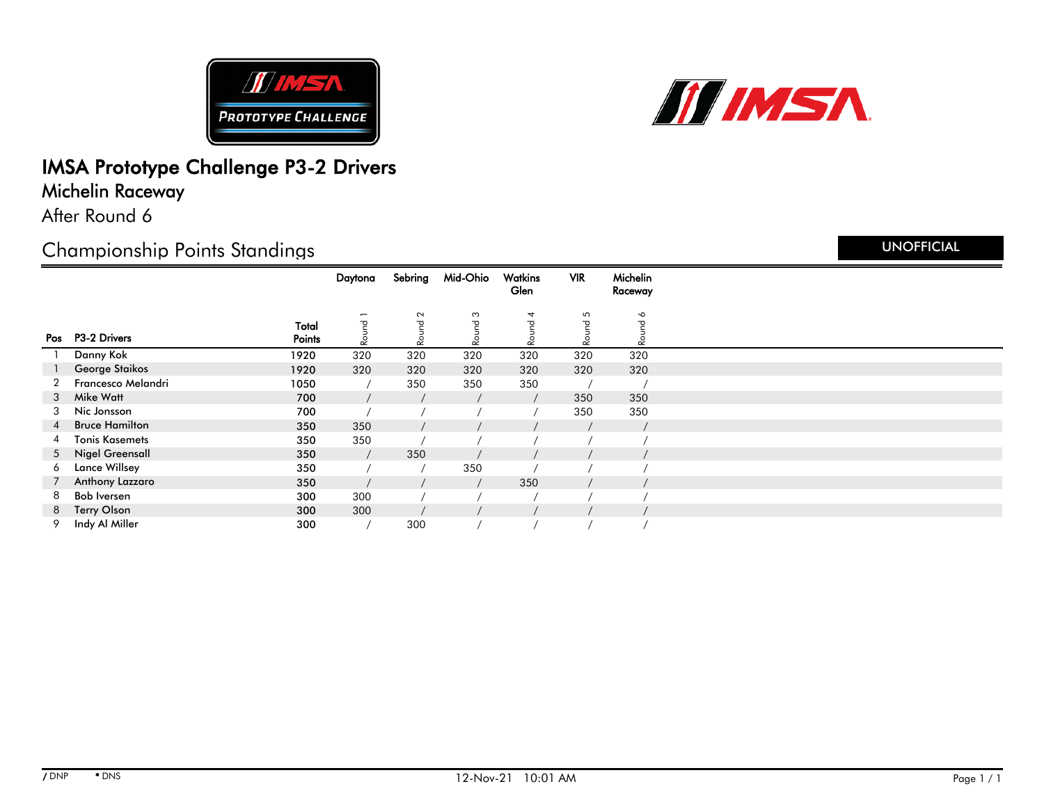# IMSA Prototype Challenge P3-2 Drivers

## Michelin Raceway

After Round 6

## Championship Points Standings

UNOFFICIAL

| Pos | P3-2 Drivers | Total Points | Daytona Round 1 | Sebring Round 2 | Mid-Ohio Round 3 | Watkins Glen Round 4 | VIR Round 5 | Michelin Raceway Round 6 |
|---|---|---|---|---|---|---|---|---|
| 1 | Danny Kok | 1920 | 320 | 320 | 320 | 320 | 320 | 320 |
| 1 | George Staikos | 1920 | 320 | 320 | 320 | 320 | 320 | 320 |
| 2 | Francesco Melandri | 1050 | / | 350 | 350 | 350 | / | / |
| 3 | Mike Watt | 700 | / | / | / | / | 350 | 350 |
| 3 | Nic Jonsson | 700 | / | / | / | / | 350 | 350 |
| 4 | Bruce Hamilton | 350 | 350 | / | / | / | / | / |
| 4 | Tonis Kasemets | 350 | 350 | / | / | / | / | / |
| 5 | Nigel Greensall | 350 | / | 350 | / | / | / | / |
| 6 | Lance Willsey | 350 | / | / | 350 | / | / | / |
| 7 | Anthony Lazzaro | 350 | / | / | / | 350 | / | / |
| 8 | Bob Iversen | 300 | 300 | / | / | / | / | / |
| 8 | Terry Olson | 300 | 300 | / | / | / | / | / |
| 9 | Indy Al Miller | 300 | / | 300 | / | / | / | / |

/ DNP   • DNS

12-Nov-21 10:01 AM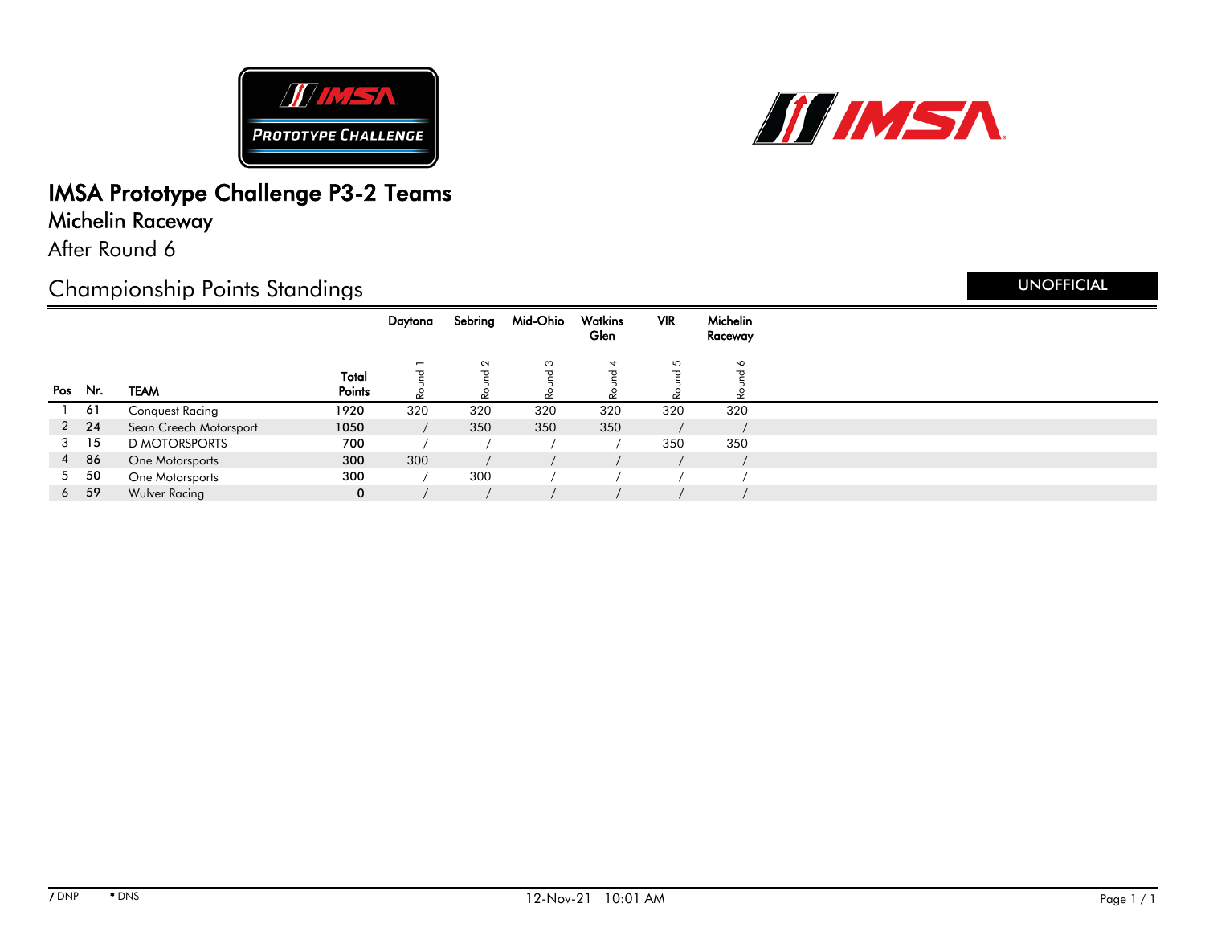# IMSA Prototype Challenge P3-2 Teams

## Michelin Raceway

After Round 6

## Championship Points Standings

UNOFFICIAL

| Pos | Nr. | TEAM | Total Points | Daytona Round 1 | Sebring Round 2 | Mid-Ohio Round 3 | Watkins Glen Round 4 | VIR Round 5 | Michelin Raceway Round 6 |
|---|---|---|---|---|---|---|---|---|---|
| 1 | 61 | Conquest Racing | 1920 | 320 | 320 | 320 | 320 | 320 | 320 |
| 2 | 24 | Sean Creech Motorsport | 1050 | / | 350 | 350 | 350 | / | / |
| 3 | 15 | D MOTORSPORTS | 700 | / | / | / | / | 350 | 350 |
| 4 | 86 | One Motorsports | 300 | 300 | / | / | / | / | / |
| 5 | 50 | One Motorsports | 300 | / | 300 | / | / | / | / |
| 6 | 59 | Wulver Racing | 0 | / | / | / | / | / | / |

/ DNP  * DNS

12-Nov-21 10:01 AM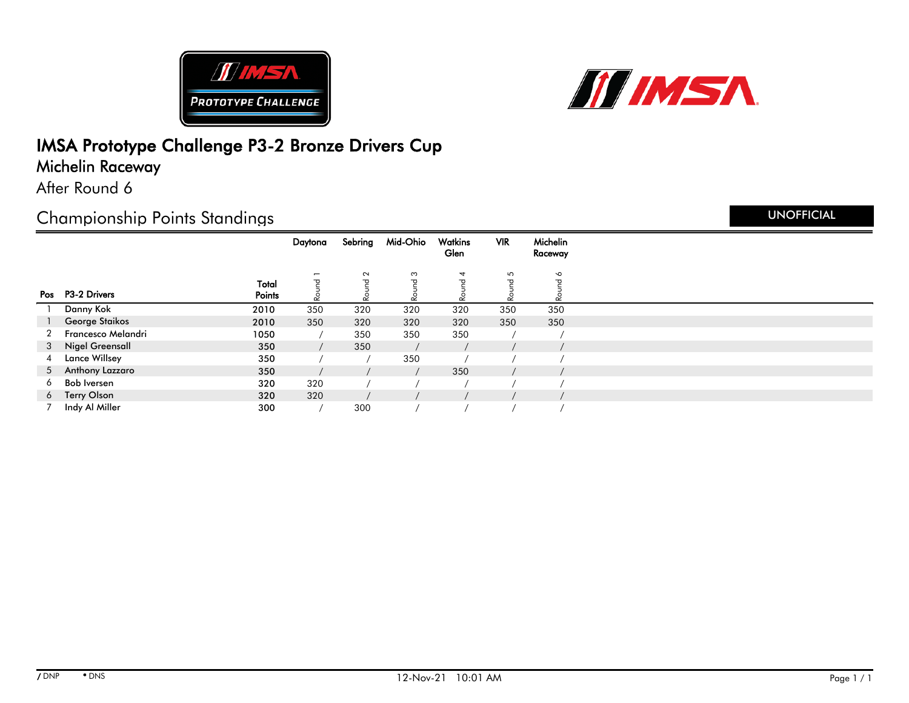# IMSA Prototype Challenge P3-2 Bronze Drivers Cup

## Michelin Raceway

After Round 6

## Championship Points Standings

UNOFFICIAL

| Pos | P3-2 Drivers | Total Points | Daytona Round 1 | Sebring Round 2 | Mid-Ohio Round 3 | Watkins Glen Round 4 | VIR Round 5 | Michelin Raceway Round 6 |
|---|---|---|---|---|---|---|---|---|
| 1 | Danny Kok | 2010 | 350 | 320 | 320 | 320 | 350 | 350 |
| 1 | George Staikos | 2010 | 350 | 320 | 320 | 320 | 350 | 350 |
| 2 | Francesco Melandri | 1050 | / | 350 | 350 | 350 | / | / |
| 3 | Nigel Greensall | 350 | / | 350 | / | / | / | / |
| 4 | Lance Willsey | 350 | / | / | 350 | / | / | / |
| 5 | Anthony Lazzaro | 350 | / | / | / | 350 | / | / |
| 6 | Bob Iversen | 320 | 320 | / | / | / | / | / |
| 6 | Terry Olson | 320 | 320 | / | / | / | / | / |
| 7 | Indy Al Miller | 300 | / | 300 | / | / | / | / |

/ DNP • DNS

12-Nov-21 10:01 AM